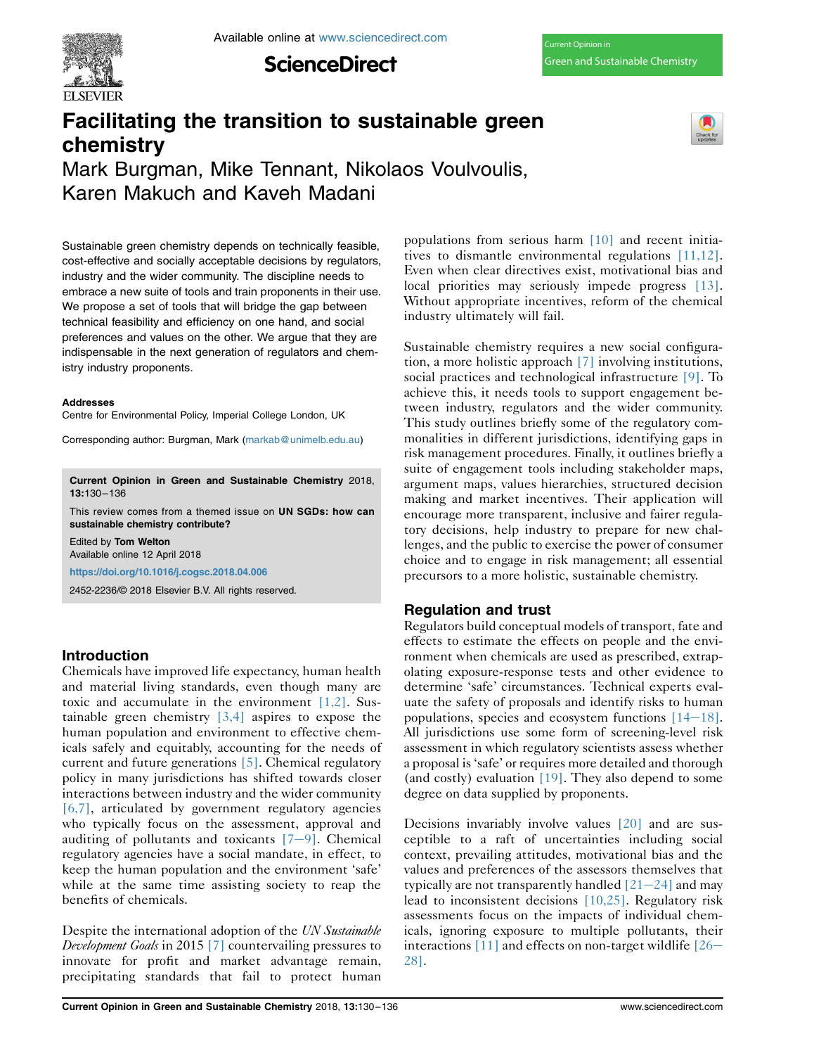# Facilitating the transition to sustainable green chemistry

Mark Burgman, Mike Tennant, Nikolaos Voulvoulis, Karen Makuch and Kaveh Madani

Sustainable green chemistry depends on technically feasible, cost-effective and socially acceptable decisions by regulators, industry and the wider community. The discipline needs to embrace a new suite of tools and train proponents in their use. We propose a set of tools that will bridge the gap between technical feasibility and efficiency on one hand, and social preferences and values on the other. We argue that they are indispensable in the next generation of regulators and chemistry industry proponents.

**Addresses**
Centre for Environmental Policy, Imperial College London, UK

Corresponding author: Burgman, Mark (markab@unimelb.edu.au)

**Current Opinion in Green and Sustainable Chemistry** 2018, **13**:130–136

This review comes from a themed issue on **UN SGDs: how can sustainable chemistry contribute?**

Edited by **Tom Welton**

Available online 12 April 2018

https://doi.org/10.1016/j.cogsc.2018.04.006

2452-2236/© 2018 Elsevier B.V. All rights reserved.

## Introduction

Chemicals have improved life expectancy, human health and material living standards, even though many are toxic and accumulate in the environment [1,2]. Sustainable green chemistry [3,4] aspires to expose the human population and environment to effective chemicals safely and equitably, accounting for the needs of current and future generations [5]. Chemical regulatory policy in many jurisdictions has shifted towards closer interactions between industry and the wider community [6,7], articulated by government regulatory agencies who typically focus on the assessment, approval and auditing of pollutants and toxicants [7–9]. Chemical regulatory agencies have a social mandate, in effect, to keep the human population and the environment 'safe' while at the same time assisting society to reap the benefits of chemicals.

Despite the international adoption of the *UN Sustainable Development Goals* in 2015 [7] countervailing pressures to innovate for profit and market advantage remain, precipitating standards that fail to protect human populations from serious harm [10] and recent initiatives to dismantle environmental regulations [11,12]. Even when clear directives exist, motivational bias and local priorities may seriously impede progress [13]. Without appropriate incentives, reform of the chemical industry ultimately will fail.

Sustainable chemistry requires a new social configuration, a more holistic approach [7] involving institutions, social practices and technological infrastructure [9]. To achieve this, it needs tools to support engagement between industry, regulators and the wider community. This study outlines briefly some of the regulatory commonalities in different jurisdictions, identifying gaps in risk management procedures. Finally, it outlines briefly a suite of engagement tools including stakeholder maps, argument maps, values hierarchies, structured decision making and market incentives. Their application will encourage more transparent, inclusive and fairer regulatory decisions, help industry to prepare for new challenges, and the public to exercise the power of consumer choice and to engage in risk management; all essential precursors to a more holistic, sustainable chemistry.

## Regulation and trust

Regulators build conceptual models of transport, fate and effects to estimate the effects on people and the environment when chemicals are used as prescribed, extrapolating exposure-response tests and other evidence to determine 'safe' circumstances. Technical experts evaluate the safety of proposals and identify risks to human populations, species and ecosystem functions [14–18]. All jurisdictions use some form of screening-level risk assessment in which regulatory scientists assess whether a proposal is 'safe' or requires more detailed and thorough (and costly) evaluation [19]. They also depend to some degree on data supplied by proponents.

Decisions invariably involve values [20] and are susceptible to a raft of uncertainties including social context, prevailing attitudes, motivational bias and the values and preferences of the assessors themselves that typically are not transparently handled [21–24] and may lead to inconsistent decisions [10,25]. Regulatory risk assessments focus on the impacts of individual chemicals, ignoring exposure to multiple pollutants, their interactions [11] and effects on non-target wildlife [26–28].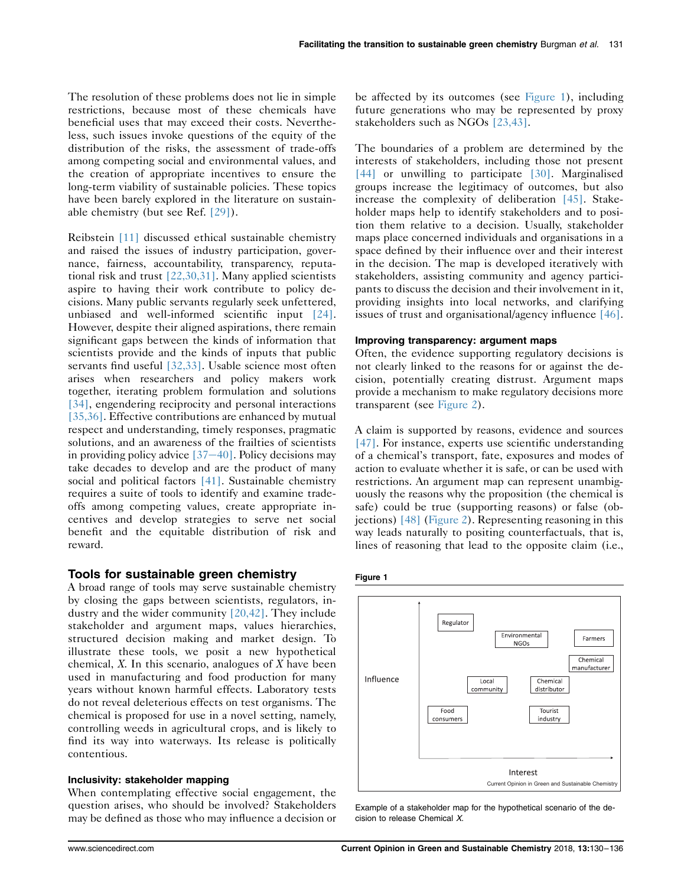The resolution of these problems does not lie in simple restrictions, because most of these chemicals have beneficial uses that may exceed their costs. Nevertheless, such issues invoke questions of the equity of the distribution of the risks, the assessment of trade-offs among competing social and environmental values, and the creation of appropriate incentives to ensure the long-term viability of sustainable policies. These topics have been barely explored in the literature on sustainable chemistry (but see Ref. [29]).

Reibstein [11] discussed ethical sustainable chemistry and raised the issues of industry participation, governance, fairness, accountability, transparency, reputational risk and trust [22,30,31]. Many applied scientists aspire to having their work contribute to policy decisions. Many public servants regularly seek unfettered, unbiased and well-informed scientific input [24]. However, despite their aligned aspirations, there remain significant gaps between the kinds of information that scientists provide and the kinds of inputs that public servants find useful [32,33]. Usable science most often arises when researchers and policy makers work together, iterating problem formulation and solutions [34], engendering reciprocity and personal interactions [35,36]. Effective contributions are enhanced by mutual respect and understanding, timely responses, pragmatic solutions, and an awareness of the frailties of scientists in providing policy advice [37–40]. Policy decisions may take decades to develop and are the product of many social and political factors [41]. Sustainable chemistry requires a suite of tools to identify and examine trade-offs among competing values, create appropriate incentives and develop strategies to serve net social benefit and the equitable distribution of risk and reward.

## Tools for sustainable green chemistry

A broad range of tools may serve sustainable chemistry by closing the gaps between scientists, regulators, industry and the wider community [20,42]. They include stakeholder and argument maps, values hierarchies, structured decision making and market design. To illustrate these tools, we posit a new hypothetical chemical, *X*. In this scenario, analogues of *X* have been used in manufacturing and food production for many years without known harmful effects. Laboratory tests do not reveal deleterious effects on test organisms. The chemical is proposed for use in a novel setting, namely, controlling weeds in agricultural crops, and is likely to find its way into waterways. Its release is politically contentious.

### Inclusivity: stakeholder mapping

When contemplating effective social engagement, the question arises, who should be involved? Stakeholders may be defined as those who may influence a decision or be affected by its outcomes (see Figure 1), including future generations who may be represented by proxy stakeholders such as NGOs [23,43].

The boundaries of a problem are determined by the interests of stakeholders, including those not present [44] or unwilling to participate [30]. Marginalised groups increase the legitimacy of outcomes, but also increase the complexity of deliberation [45]. Stakeholder maps help to identify stakeholders and to position them relative to a decision. Usually, stakeholder maps place concerned individuals and organisations in a space defined by their influence over and their interest in the decision. The map is developed iteratively with stakeholders, assisting community and agency participants to discuss the decision and their involvement in it, providing insights into local networks, and clarifying issues of trust and organisational/agency influence [46].

### Improving transparency: argument maps

Often, the evidence supporting regulatory decisions is not clearly linked to the reasons for or against the decision, potentially creating distrust. Argument maps provide a mechanism to make regulatory decisions more transparent (see Figure 2).

A claim is supported by reasons, evidence and sources [47]. For instance, experts use scientific understanding of a chemical's transport, fate, exposures and modes of action to evaluate whether it is safe, or can be used with restrictions. An argument map can represent unambiguously the reasons why the proposition (the chemical is safe) could be true (supporting reasons) or false (objections) [48] (Figure 2). Representing reasoning in this way leads naturally to positing counterfactuals, that is, lines of reasoning that lead to the opposite claim (i.e.,

**Figure 1**

Influence (vertical axis); Interest (horizontal axis). Stakeholders shown: Regulator, Environmental NGOs, Farmers, Chemical manufacturer, Local community, Chemical distributor, Food consumers, Tourist industry.

Current Opinion in Green and Sustainable Chemistry

Example of a stakeholder map for the hypothetical scenario of the decision to release Chemical *X*.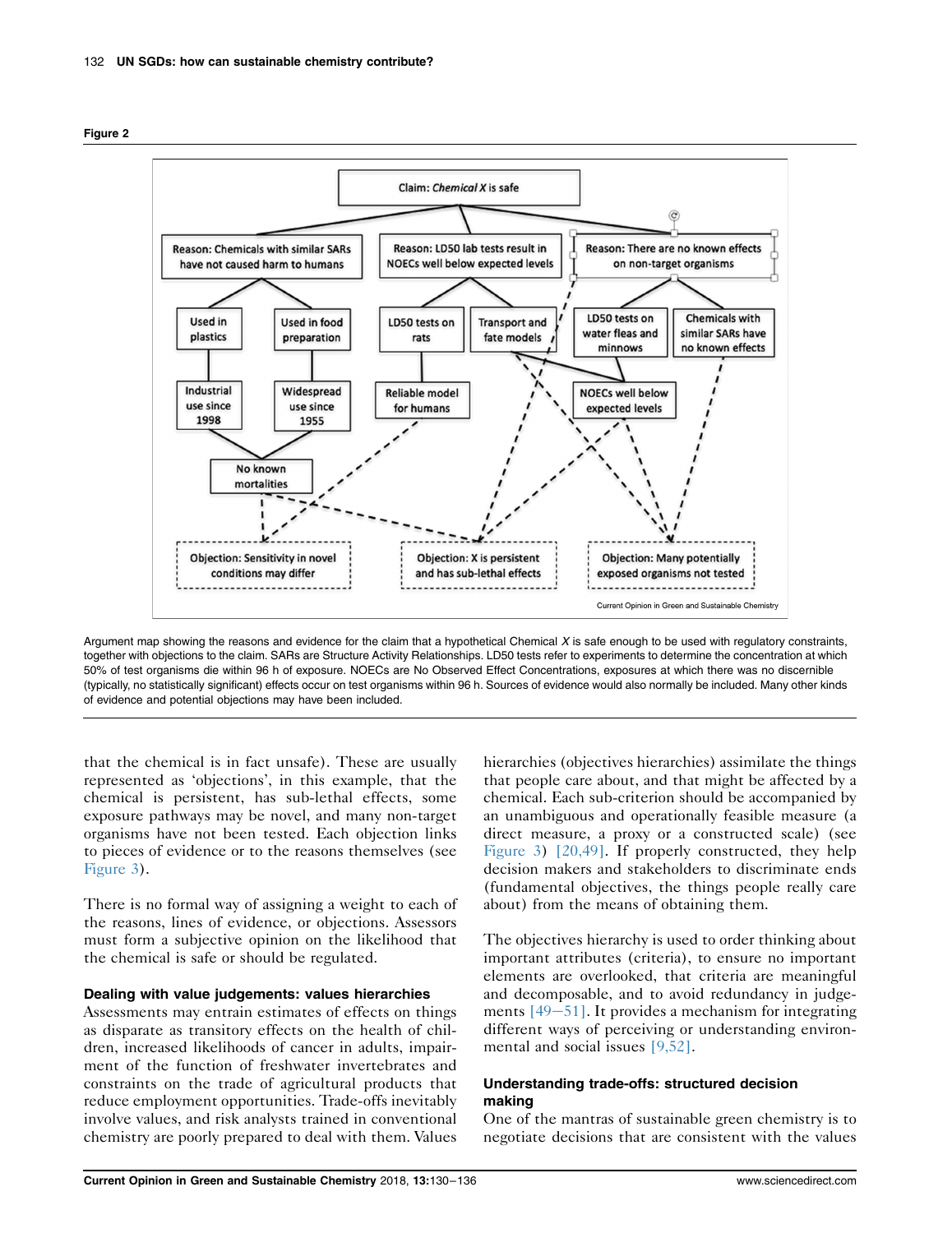**Figure 2**

Argument map showing the reasons and evidence for the claim that a hypothetical Chemical *X* is safe enough to be used with regulatory constraints, together with objections to the claim. SARs are Structure Activity Relationships. LD50 tests refer to experiments to determine the concentration at which 50% of test organisms die within 96 h of exposure. NOECs are No Observed Effect Concentrations, exposures at which there was no discernible (typically, no statistically significant) effects occur on test organisms within 96 h. Sources of evidence would also normally be included. Many other kinds of evidence and potential objections may have been included.

that the chemical is in fact unsafe). These are usually represented as 'objections', in this example, that the chemical is persistent, has sub-lethal effects, some exposure pathways may be novel, and many non-target organisms have not been tested. Each objection links to pieces of evidence or to the reasons themselves (see Figure 3).

There is no formal way of assigning a weight to each of the reasons, lines of evidence, or objections. Assessors must form a subjective opinion on the likelihood that the chemical is safe or should be regulated.

### Dealing with value judgements: values hierarchies

Assessments may entrain estimates of effects on things as disparate as transitory effects on the health of children, increased likelihoods of cancer in adults, impairment of the function of freshwater invertebrates and constraints on the trade of agricultural products that reduce employment opportunities. Trade-offs inevitably involve values, and risk analysts trained in conventional chemistry are poorly prepared to deal with them. Values hierarchies (objectives hierarchies) assimilate the things that people care about, and that might be affected by a chemical. Each sub-criterion should be accompanied by an unambiguous and operationally feasible measure (a direct measure, a proxy or a constructed scale) (see Figure 3) [20,49]. If properly constructed, they help decision makers and stakeholders to discriminate ends (fundamental objectives, the things people really care about) from the means of obtaining them.

The objectives hierarchy is used to order thinking about important attributes (criteria), to ensure no important elements are overlooked, that criteria are meaningful and decomposable, and to avoid redundancy in judgements [49–51]. It provides a mechanism for integrating different ways of perceiving or understanding environmental and social issues [9,52].

### Understanding trade-offs: structured decision making

One of the mantras of sustainable green chemistry is to negotiate decisions that are consistent with the values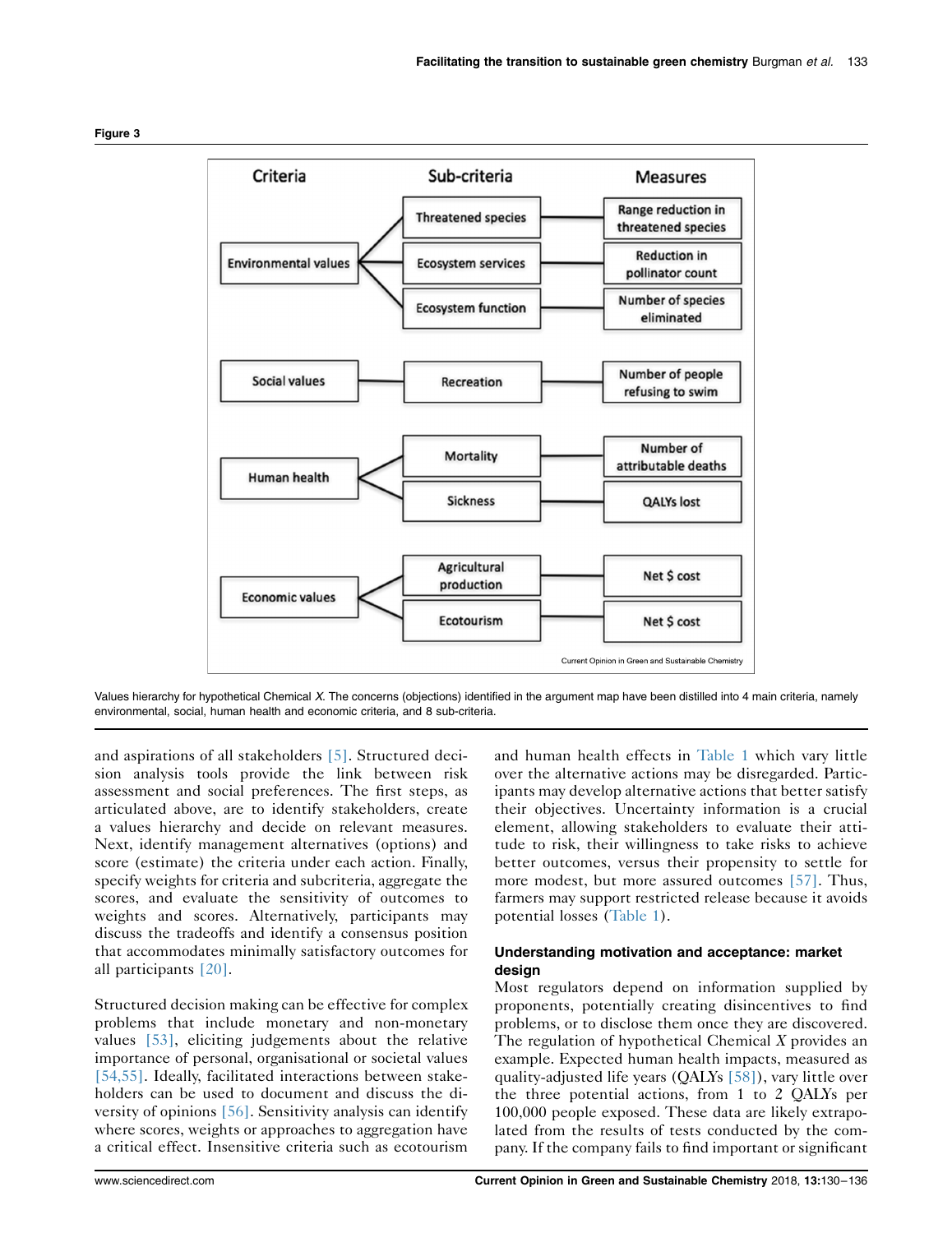**Figure 3**

| Criteria | Sub-criteria | Measures |
|---|---|---|
| Environmental values | Threatened species | Range reduction in threatened species |
| | Ecosystem services | Reduction in pollinator count |
| | Ecosystem function | Number of species eliminated |
| Social values | Recreation | Number of people refusing to swim |
| Human health | Mortality | Number of attributable deaths |
| | Sickness | QALYs lost |
| Economic values | Agricultural production | Net $ cost |
| | Ecotourism | Net $ cost |

Values hierarchy for hypothetical Chemical *X*. The concerns (objections) identified in the argument map have been distilled into 4 main criteria, namely environmental, social, human health and economic criteria, and 8 sub-criteria.

and aspirations of all stakeholders [5]. Structured decision analysis tools provide the link between risk assessment and social preferences. The first steps, as articulated above, are to identify stakeholders, create a values hierarchy and decide on relevant measures. Next, identify management alternatives (options) and score (estimate) the criteria under each action. Finally, specify weights for criteria and subcriteria, aggregate the scores, and evaluate the sensitivity of outcomes to weights and scores. Alternatively, participants may discuss the tradeoffs and identify a consensus position that accommodates minimally satisfactory outcomes for all participants [20].

Structured decision making can be effective for complex problems that include monetary and non-monetary values [53], eliciting judgements about the relative importance of personal, organisational or societal values [54,55]. Ideally, facilitated interactions between stakeholders can be used to document and discuss the diversity of opinions [56]. Sensitivity analysis can identify where scores, weights or approaches to aggregation have a critical effect. Insensitive criteria such as ecotourism and human health effects in Table 1 which vary little over the alternative actions may be disregarded. Participants may develop alternative actions that better satisfy their objectives. Uncertainty information is a crucial element, allowing stakeholders to evaluate their attitude to risk, their willingness to take risks to achieve better outcomes, versus their propensity to settle for more modest, but more assured outcomes [57]. Thus, farmers may support restricted release because it avoids potential losses (Table 1).

## Understanding motivation and acceptance: market design

Most regulators depend on information supplied by proponents, potentially creating disincentives to find problems, or to disclose them once they are discovered. The regulation of hypothetical Chemical *X* provides an example. Expected human health impacts, measured as quality-adjusted life years (QALYs [58]), vary little over the three potential actions, from 1 to 2 QALYs per 100,000 people exposed. These data are likely extrapolated from the results of tests conducted by the company. If the company fails to find important or significant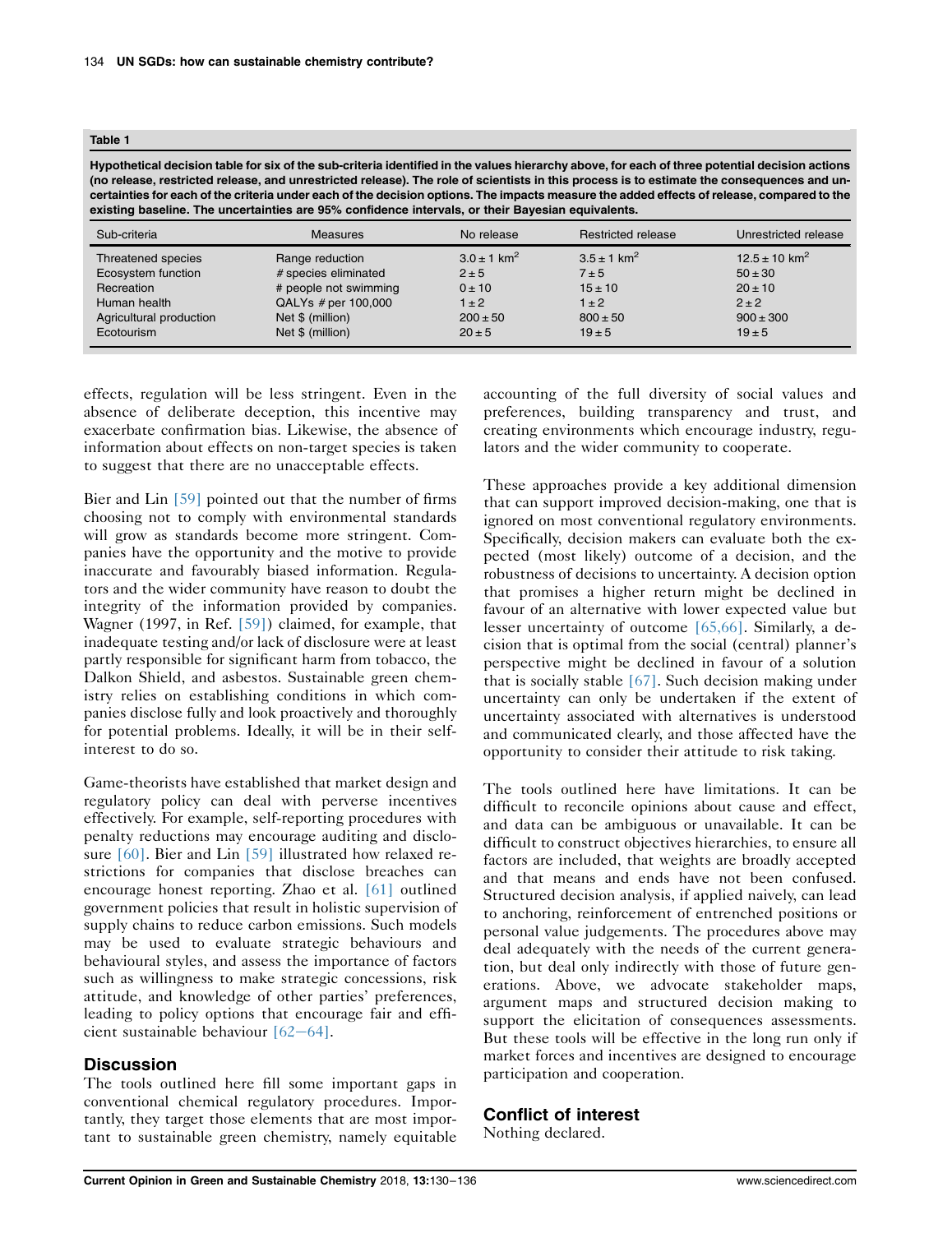**Table 1**

**Hypothetical decision table for six of the sub-criteria identified in the values hierarchy above, for each of three potential decision actions (no release, restricted release, and unrestricted release). The role of scientists in this process is to estimate the consequences and uncertainties for each of the criteria under each of the decision options. The impacts measure the added effects of release, compared to the existing baseline. The uncertainties are 95% confidence intervals, or their Bayesian equivalents.**

| Sub-criteria | Measures | No release | Restricted release | Unrestricted release |
|---|---|---|---|---|
| Threatened species | Range reduction | $3.0 \pm 1$ km$^2$ | $3.5 \pm 1$ km$^2$ | $12.5 \pm 10$ km$^2$ |
| Ecosystem function | # species eliminated | $2 \pm 5$ | $7 \pm 5$ | $50 \pm 30$ |
| Recreation | # people not swimming | $0 \pm 10$ | $15 \pm 10$ | $20 \pm 10$ |
| Human health | QALYs # per 100,000 | $1 \pm 2$ | $1 \pm 2$ | $2 \pm 2$ |
| Agricultural production | Net $ (million) | $200 \pm 50$ | $800 \pm 50$ | $900 \pm 300$ |
| Ecotourism | Net $ (million) | $20 \pm 5$ | $19 \pm 5$ | $19 \pm 5$ |

effects, regulation will be less stringent. Even in the absence of deliberate deception, this incentive may exacerbate confirmation bias. Likewise, the absence of information about effects on non-target species is taken to suggest that there are no unacceptable effects.

Bier and Lin [59] pointed out that the number of firms choosing not to comply with environmental standards will grow as standards become more stringent. Companies have the opportunity and the motive to provide inaccurate and favourably biased information. Regulators and the wider community have reason to doubt the integrity of the information provided by companies. Wagner (1997, in Ref. [59]) claimed, for example, that inadequate testing and/or lack of disclosure were at least partly responsible for significant harm from tobacco, the Dalkon Shield, and asbestos. Sustainable green chemistry relies on establishing conditions in which companies disclose fully and look proactively and thoroughly for potential problems. Ideally, it will be in their self-interest to do so.

Game-theorists have established that market design and regulatory policy can deal with perverse incentives effectively. For example, self-reporting procedures with penalty reductions may encourage auditing and disclosure [60]. Bier and Lin [59] illustrated how relaxed restrictions for companies that disclose breaches can encourage honest reporting. Zhao et al. [61] outlined government policies that result in holistic supervision of supply chains to reduce carbon emissions. Such models may be used to evaluate strategic behaviours and behavioural styles, and assess the importance of factors such as willingness to make strategic concessions, risk attitude, and knowledge of other parties' preferences, leading to policy options that encourage fair and efficient sustainable behaviour [62–64].

## Discussion

The tools outlined here fill some important gaps in conventional chemical regulatory procedures. Importantly, they target those elements that are most important to sustainable green chemistry, namely equitable accounting of the full diversity of social values and preferences, building transparency and trust, and creating environments which encourage industry, regulators and the wider community to cooperate.

These approaches provide a key additional dimension that can support improved decision-making, one that is ignored on most conventional regulatory environments. Specifically, decision makers can evaluate both the expected (most likely) outcome of a decision, and the robustness of decisions to uncertainty. A decision option that promises a higher return might be declined in favour of an alternative with lower expected value but lesser uncertainty of outcome [65,66]. Similarly, a decision that is optimal from the social (central) planner's perspective might be declined in favour of a solution that is socially stable [67]. Such decision making under uncertainty can only be undertaken if the extent of uncertainty associated with alternatives is understood and communicated clearly, and those affected have the opportunity to consider their attitude to risk taking.

The tools outlined here have limitations. It can be difficult to reconcile opinions about cause and effect, and data can be ambiguous or unavailable. It can be difficult to construct objectives hierarchies, to ensure all factors are included, that weights are broadly accepted and that means and ends have not been confused. Structured decision analysis, if applied naively, can lead to anchoring, reinforcement of entrenched positions or personal value judgements. The procedures above may deal adequately with the needs of the current generation, but deal only indirectly with those of future generations. Above, we advocate stakeholder maps, argument maps and structured decision making to support the elicitation of consequences assessments. But these tools will be effective in the long run only if market forces and incentives are designed to encourage participation and cooperation.

## Conflict of interest

Nothing declared.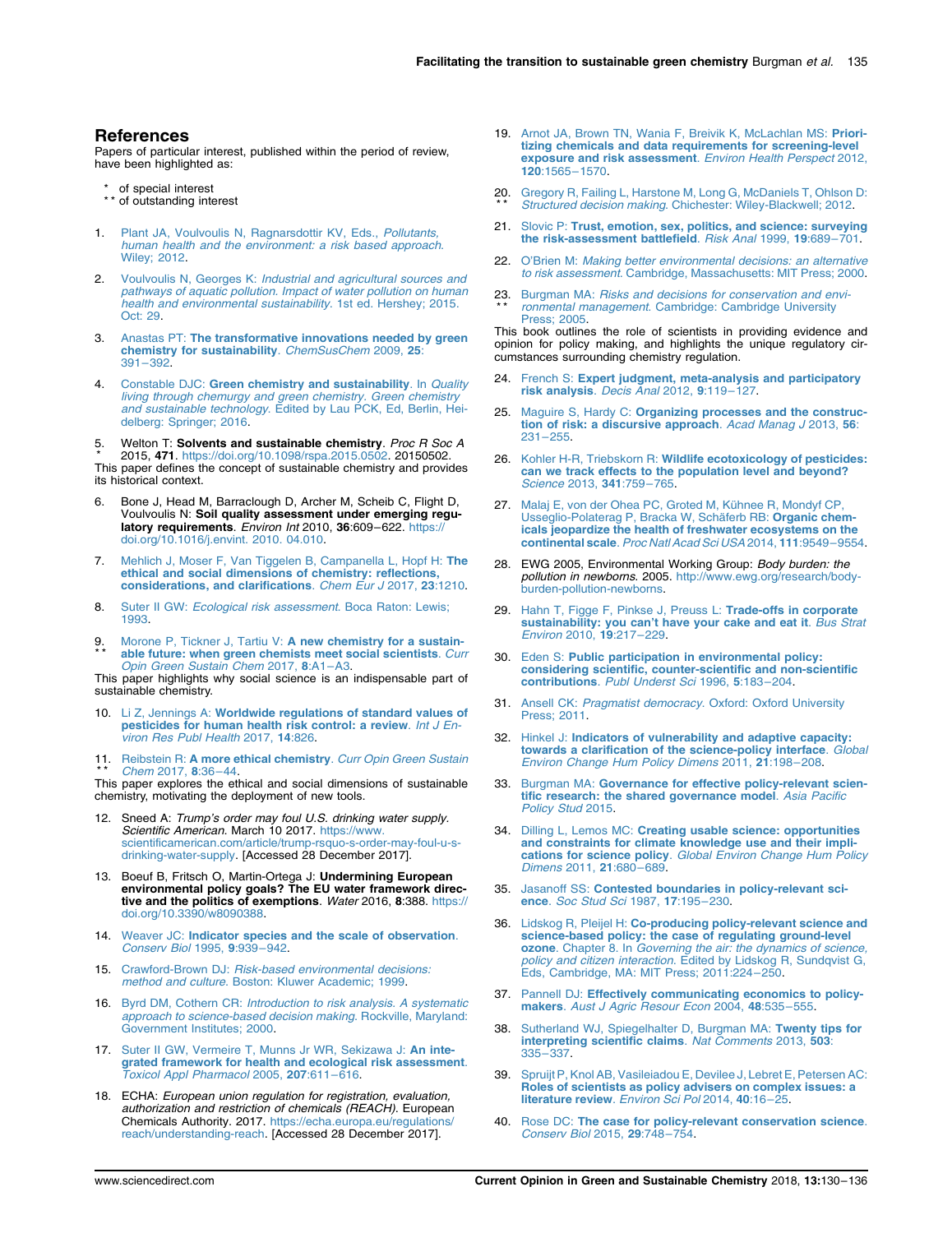## References

Papers of particular interest, published within the period of review, have been highlighted as:

\* of special interest
\*\* of outstanding interest

1. Plant JA, Voulvoulis N, Ragnarsdottir KV, Eds., *Pollutants, human health and the environment: a risk based approach*. Wiley; 2012.

2. Voulvoulis N, Georges K: *Industrial and agricultural sources and pathways of aquatic pollution. Impact of water pollution on human health and environmental sustainability*. 1st ed. Hershey; 2015. Oct: 29.

3. Anastas PT: **The transformative innovations needed by green chemistry for sustainability**. *ChemSusChem* 2009, **25**: 391–392.

4. Constable DJC: **Green chemistry and sustainability**. In *Quality living through chemurgy and green chemistry. Green chemistry and sustainable technology*. Edited by Lau PCK, Ed, Berlin, Heidelberg: Springer; 2016.

5. \* Welton T: **Solvents and sustainable chemistry**. *Proc R Soc A* 2015, **471**. https://doi.org/10.1098/rspa.2015.0502. 20150502.
This paper defines the concept of sustainable chemistry and provides its historical context.

6. Bone J, Head M, Barraclough D, Archer M, Scheib C, Flight D, Voulvoulis N: **Soil quality assessment under emerging regulatory requirements**. *Environ Int* 2010, **36**:609–622. https://doi.org/10.1016/j.envint. 2010. 04.010.

7. Mehlich J, Moser F, Van Tiggelen B, Campanella L, Hopf H: **The ethical and social dimensions of chemistry: reflections, considerations, and clarifications**. *Chem Eur J* 2017, **23**:1210.

8. Suter II GW: *Ecological risk assessment*. Boca Raton: Lewis; 1993.

9. \*\* Morone P, Tickner J, Tartiu V: **A new chemistry for a sustainable future: when green chemists meet social scientists**. *Curr Opin Green Sustain Chem* 2017, **8**:A1–A3.
This paper highlights why social science is an indispensable part of sustainable chemistry.

10. Li Z, Jennings A: **Worldwide regulations of standard values of pesticides for human health risk control: a review**. *Int J Environ Res Publ Health* 2017, **14**:826.

11. \*\* Reibstein R: **A more ethical chemistry**. *Curr Opin Green Sustain Chem* 2017, **8**:36–44.
This paper explores the ethical and social dimensions of sustainable chemistry, motivating the deployment of new tools.

12. Sneed A: *Trump's order may foul U.S. drinking water supply. Scientific American*. March 10 2017. https://www.scientificamerican.com/article/trump-rsquo-s-order-may-foul-u-s-drinking-water-supply. [Accessed 28 December 2017].

13. Boeuf B, Fritsch O, Martin-Ortega J: **Undermining European environmental policy goals? The EU water framework directive and the politics of exemptions**. *Water* 2016, **8**:388. https://doi.org/10.3390/w8090388.

14. Weaver JC: **Indicator species and the scale of observation**. *Conserv Biol* 1995, **9**:939–942.

15. Crawford-Brown DJ: *Risk-based environmental decisions: method and culture*. Boston: Kluwer Academic; 1999.

16. Byrd DM, Cothern CR: *Introduction to risk analysis. A systematic approach to science-based decision making*. Rockville, Maryland: Government Institutes; 2000.

17. Suter II GW, Vermeire T, Munns Jr WR, Sekizawa J: **An integrated framework for health and ecological risk assessment**. *Toxicol Appl Pharmacol* 2005, **207**:611–616.

18. ECHA: *European union regulation for registration, evaluation, authorization and restriction of chemicals (REACH)*. European Chemicals Authority. 2017. https://echa.europa.eu/regulations/reach/understanding-reach. [Accessed 28 December 2017].

19. Arnot JA, Brown TN, Wania F, Breivik K, McLachlan MS: **Prioritizing chemicals and data requirements for screening-level exposure and risk assessment**. *Environ Health Perspect* 2012, **120**:1565–1570.

20. \*\* Gregory R, Failing L, Harstone M, Long G, McDaniels T, Ohlson D: *Structured decision making*. Chichester: Wiley-Blackwell; 2012.

21. Slovic P: **Trust, emotion, sex, politics, and science: surveying the risk-assessment battlefield**. *Risk Anal* 1999, **19**:689–701.

22. O'Brien M: *Making better environmental decisions: an alternative to risk assessment*. Cambridge, Massachusetts: MIT Press; 2000.

23. \*\* Burgman MA: *Risks and decisions for conservation and environmental management*. Cambridge: Cambridge University Press; 2005.
This book outlines the role of scientists in providing evidence and opinion for policy making, and highlights the unique regulatory circumstances surrounding chemistry regulation.

24. French S: **Expert judgment, meta-analysis and participatory risk analysis**. *Decis Anal* 2012, **9**:119–127.

25. Maguire S, Hardy C: **Organizing processes and the construction of risk: a discursive approach**. *Acad Manag J* 2013, **56**: 231–255.

26. Kohler H-R, Triebskorn R: **Wildlife ecotoxicology of pesticides: can we track effects to the population level and beyond?** *Science* 2013, **341**:759–765.

27. Malaj E, von der Ohea PC, Groted M, Kühnee R, Mondyf CP, Usseglio-Polaterag P, Bracka W, Schäferb RB: **Organic chemicals jeopardize the health of freshwater ecosystems on the continental scale**. *Proc Natl Acad Sci USA* 2014, **111**:9549–9554.

28. EWG 2005, Environmental Working Group: *Body burden: the pollution in newborns*. 2005. http://www.ewg.org/research/body-burden-pollution-newborns.

29. Hahn T, Figge F, Pinkse J, Preuss L: **Trade-offs in corporate sustainability: you can't have your cake and eat it**. *Bus Strat Environ* 2010, **19**:217–229.

30. Eden S: **Public participation in environmental policy: considering scientific, counter-scientific and non-scientific contributions**. *Publ Underst Sci* 1996, **5**:183–204.

31. Ansell CK: *Pragmatist democracy*. Oxford: Oxford University Press; 2011.

32. Hinkel J: **Indicators of vulnerability and adaptive capacity: towards a clarification of the science-policy interface**. *Global Environ Change Hum Policy Dimens* 2011, **21**:198–208.

33. Burgman MA: **Governance for effective policy-relevant scientific research: the shared governance model**. *Asia Pacific Policy Stud* 2015.

34. Dilling L, Lemos MC: **Creating usable science: opportunities and constraints for climate knowledge use and their implications for science policy**. *Global Environ Change Hum Policy Dimens* 2011, **21**:680–689.

35. Jasanoff SS: **Contested boundaries in policy-relevant science**. *Soc Stud Sci* 1987, **17**:195–230.

36. Lidskog R, Pleijel H: **Co-producing policy-relevant science and science-based policy: the case of regulating ground-level ozone**. Chapter 8. In *Governing the air: the dynamics of science, policy and citizen interaction*. Edited by Lidskog R, Sundqvist G, Eds, Cambridge, MA: MIT Press; 2011:224–250.

37. Pannell DJ: **Effectively communicating economics to policy-makers**. *Aust J Agric Resour Econ* 2004, **48**:535–555.

38. Sutherland WJ, Spiegelhalter D, Burgman MA: **Twenty tips for interpreting scientific claims**. *Nat Comments* 2013, **503**: 335–337.

39. Spruijt P, Knol AB, Vasileiadou E, Devilee J, Lebret E, Petersen AC: **Roles of scientists as policy advisers on complex issues: a literature review**. *Environ Sci Pol* 2014, **40**:16–25.

40. Rose DC: **The case for policy-relevant conservation science**. *Conserv Biol* 2015, **29**:748–754.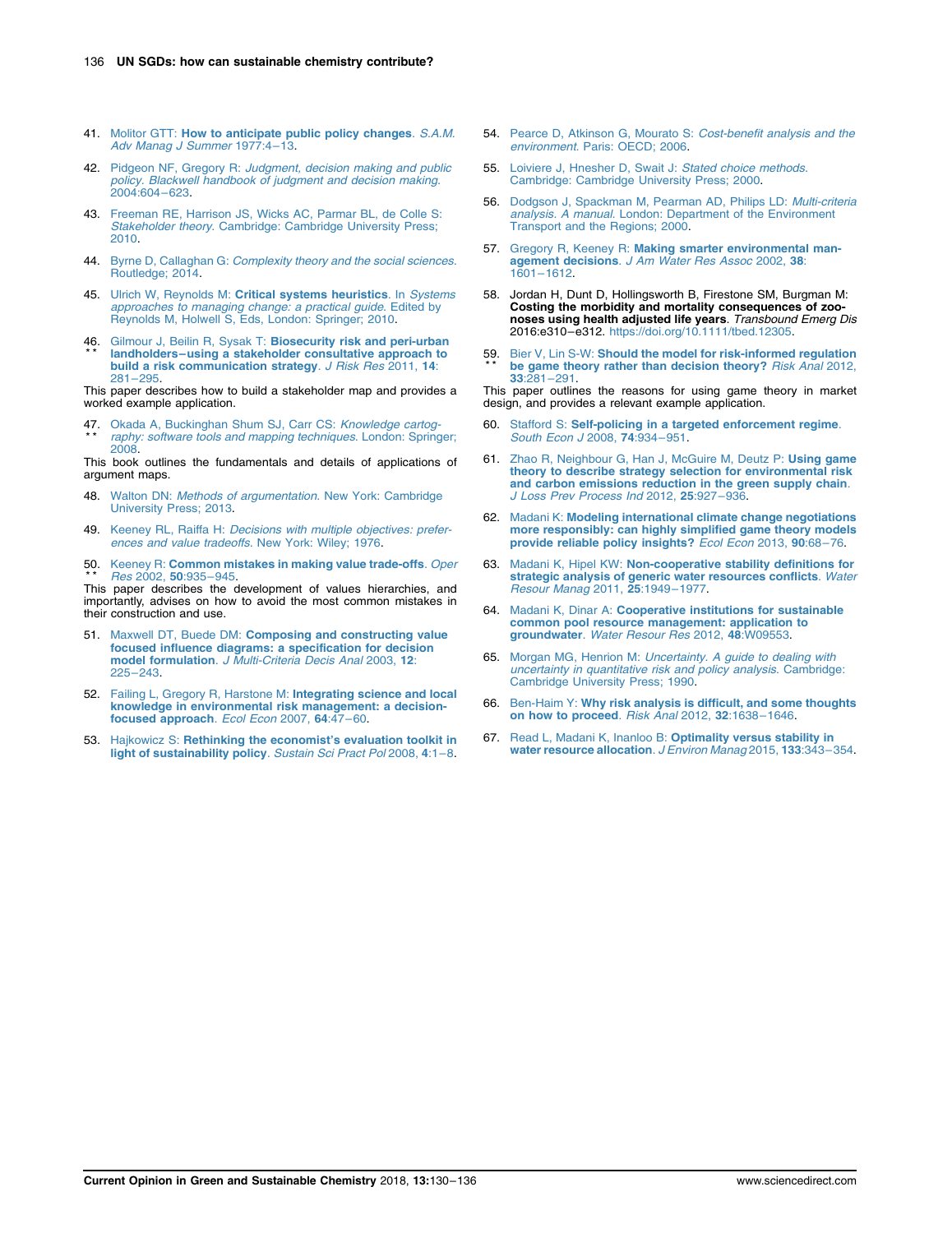41. Molitor GTT: **How to anticipate public policy changes**. *S.A.M. Adv Manag J Summer* 1977:4–13.

42. Pidgeon NF, Gregory R: *Judgment, decision making and public policy. Blackwell handbook of judgment and decision making.* 2004:604–623.

43. Freeman RE, Harrison JS, Wicks AC, Parmar BL, de Colle S: *Stakeholder theory.* Cambridge: Cambridge University Press; 2010.

44. Byrne D, Callaghan G: *Complexity theory and the social sciences.* Routledge; 2014.

45. Ulrich W, Reynolds M: **Critical systems heuristics**. In *Systems approaches to managing change: a practical guide.* Edited by Reynolds M, Holwell S, Eds, London: Springer; 2010.

46. ** Gilmour J, Beilin R, Sysak T: **Biosecurity risk and peri-urban landholders–using a stakeholder consultative approach to build a risk communication strategy**. *J Risk Res* 2011, **14**: 281–295.

This paper describes how to build a stakeholder map and provides a worked example application.

47. ** Okada A, Buckingham Shum SJ, Carr CS: *Knowledge cartography: software tools and mapping techniques.* London: Springer; 2008.

This book outlines the fundamentals and details of applications of argument maps.

48. Walton DN: *Methods of argumentation.* New York: Cambridge University Press; 2013.

49. Keeney RL, Raiffa H: *Decisions with multiple objectives: preferences and value tradeoffs.* New York: Wiley; 1976.

50. ** Keeney R: **Common mistakes in making value trade-offs**. *Oper Res* 2002, **50**:935–945.

This paper describes the development of values hierarchies, and importantly, advises on how to avoid the most common mistakes in their construction and use.

51. Maxwell DT, Buede DM: **Composing and constructing value focused influence diagrams: a specification for decision model formulation**. *J Multi-Criteria Decis Anal* 2003, **12**: 225–243.

52. Failing L, Gregory R, Harstone M: **Integrating science and local knowledge in environmental risk management: a decision-focused approach**. *Ecol Econ* 2007, **64**:47–60.

53. Hajkowicz S: **Rethinking the economist's evaluation toolkit in light of sustainability policy**. *Sustain Sci Pract Pol* 2008, **4**:1–8.

54. Pearce D, Atkinson G, Mourato S: *Cost-benefit analysis and the environment.* Paris: OECD; 2006.

55. Loiviere J, Hnesher D, Swait J: *Stated choice methods.* Cambridge: Cambridge University Press; 2000.

56. Dodgson J, Spackman M, Pearman AD, Philips LD: *Multi-criteria analysis. A manual.* London: Department of the Environment Transport and the Regions; 2000.

57. Gregory R, Keeney R: **Making smarter environmental management decisions**. *J Am Water Res Assoc* 2002, **38**: 1601–1612.

58. Jordan H, Dunt D, Hollingsworth B, Firestone SM, Burgman M: **Costing the morbidity and mortality consequences of zoonoses using health adjusted life years**. *Transbound Emerg Dis* 2016:e310–e312. https://doi.org/10.1111/tbed.12305.

59. ** Bier V, Lin S-W: **Should the model for risk-informed regulation be game theory rather than decision theory?** *Risk Anal* 2012, **33**:281–291.

This paper outlines the reasons for using game theory in market design, and provides a relevant example application.

60. Stafford S: **Self-policing in a targeted enforcement regime**. *South Econ J* 2008, **74**:934–951.

61. Zhao R, Neighbour G, Han J, McGuire M, Deutz P: **Using game theory to describe strategy selection for environmental risk and carbon emissions reduction in the green supply chain**. *J Loss Prev Process Ind* 2012, **25**:927–936.

62. Madani K: **Modeling international climate change negotiations more responsibly: can highly simplified game theory models provide reliable policy insights?** *Ecol Econ* 2013, **90**:68–76.

63. Madani K, Hipel KW: **Non-cooperative stability definitions for strategic analysis of generic water resources conflicts**. *Water Resour Manag* 2011, **25**:1949–1977.

64. Madani K, Dinar A: **Cooperative institutions for sustainable common pool resource management: application to groundwater**. *Water Resour Res* 2012, **48**:W09553.

65. Morgan MG, Henrion M: *Uncertainty. A guide to dealing with uncertainty in quantitative risk and policy analysis.* Cambridge: Cambridge University Press; 1990.

66. Ben-Haim Y: **Why risk analysis is difficult, and some thoughts on how to proceed**. *Risk Anal* 2012, **32**:1638–1646.

67. Read L, Madani K, Inanloo B: **Optimality versus stability in water resource allocation**. *J Environ Manag* 2015, **133**:343–354.